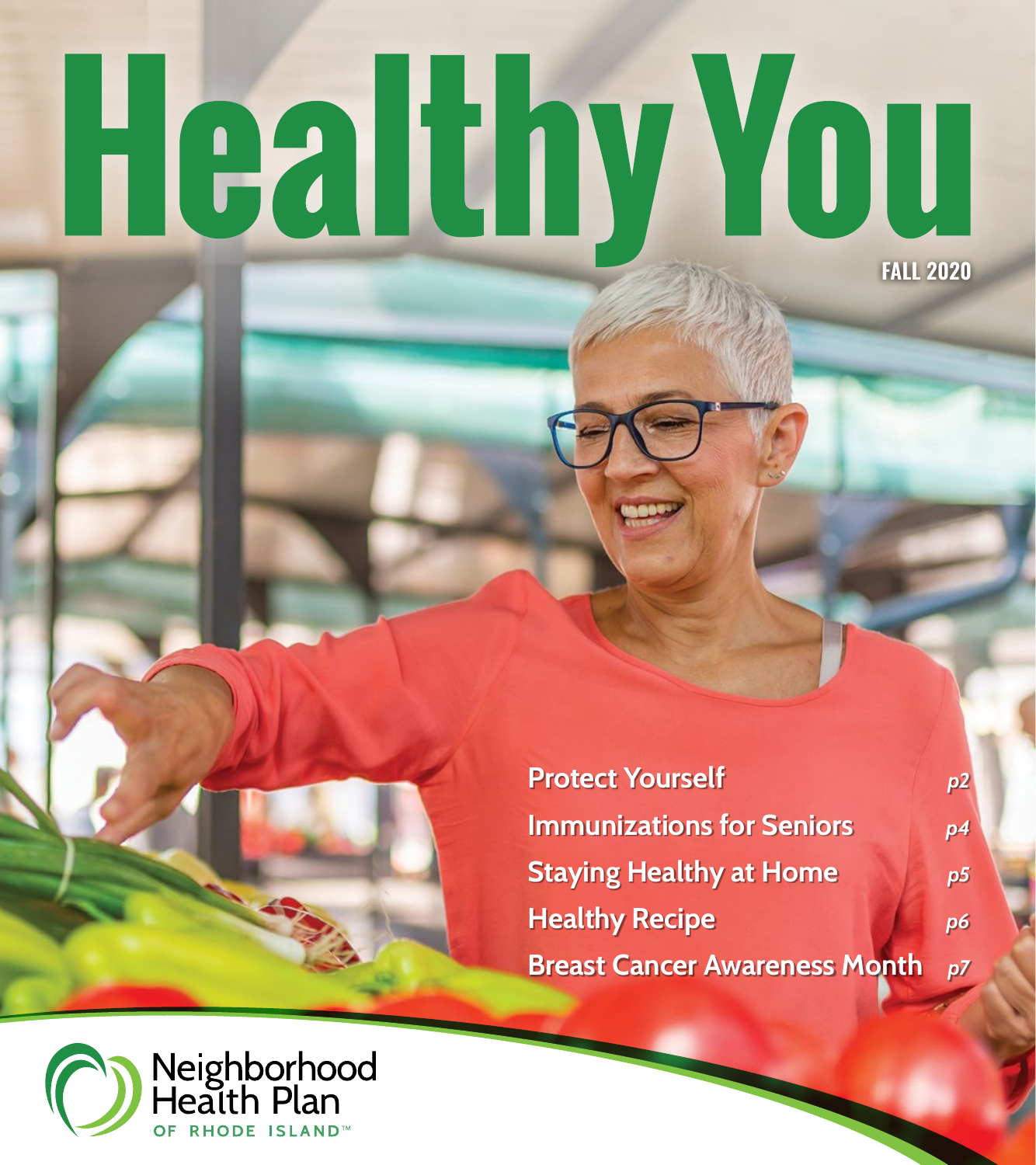# Healthy You

FALL 2020

- Protect Yourself *p2*
- Immunizations for Seniors *p4*
- Staying Healthy at Home *p5*
- Healthy Recipe *p6*
- Breast Cancer Awareness Month *p7*

Neighborhood Health Plan OF RHODE ISLAND™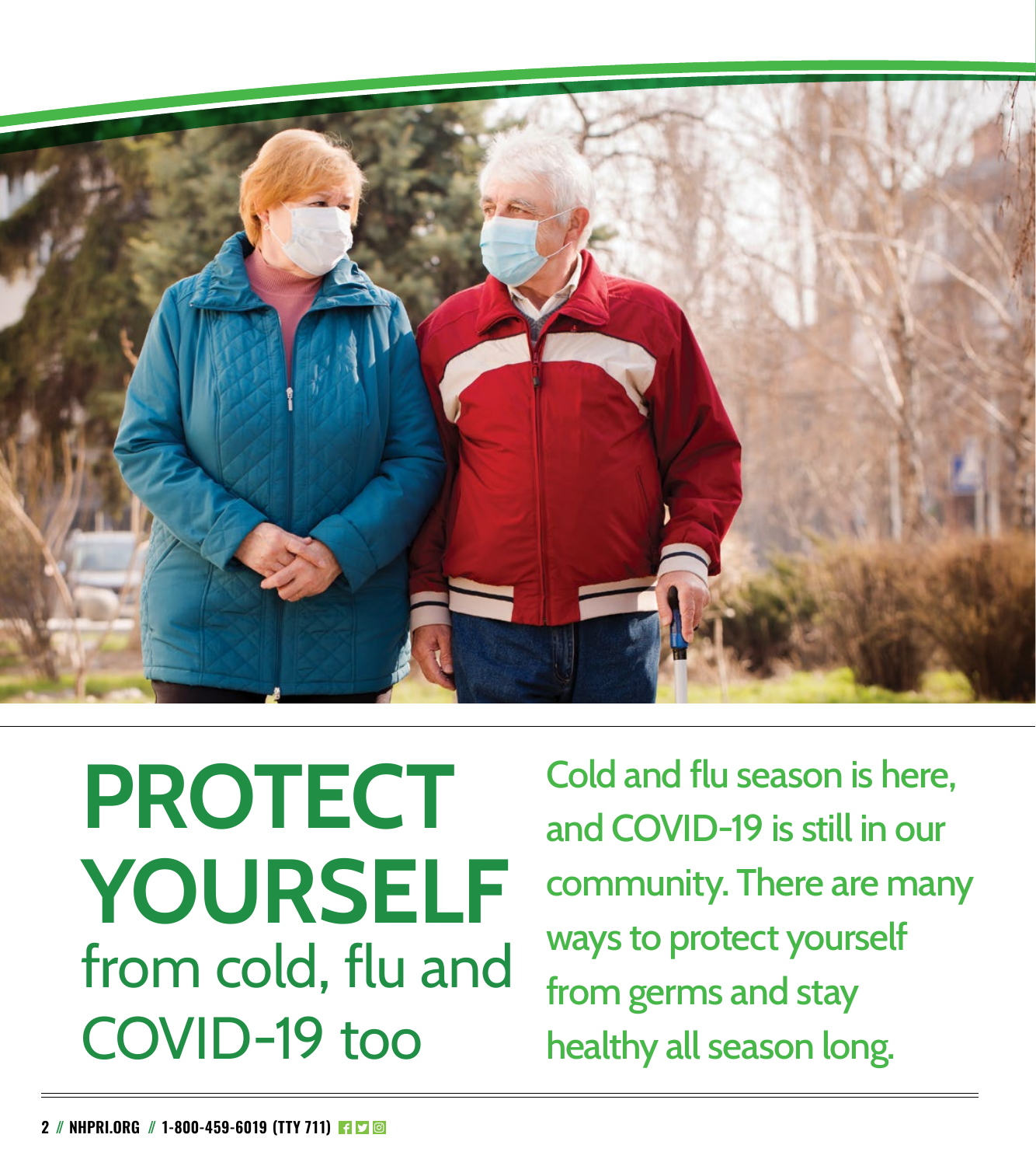# PROTECT YOURSELF from cold, flu and COVID-19 too

Cold and flu season is here, and COVID-19 is still in our community. There are many ways to protect yourself from germs and stay healthy all season long.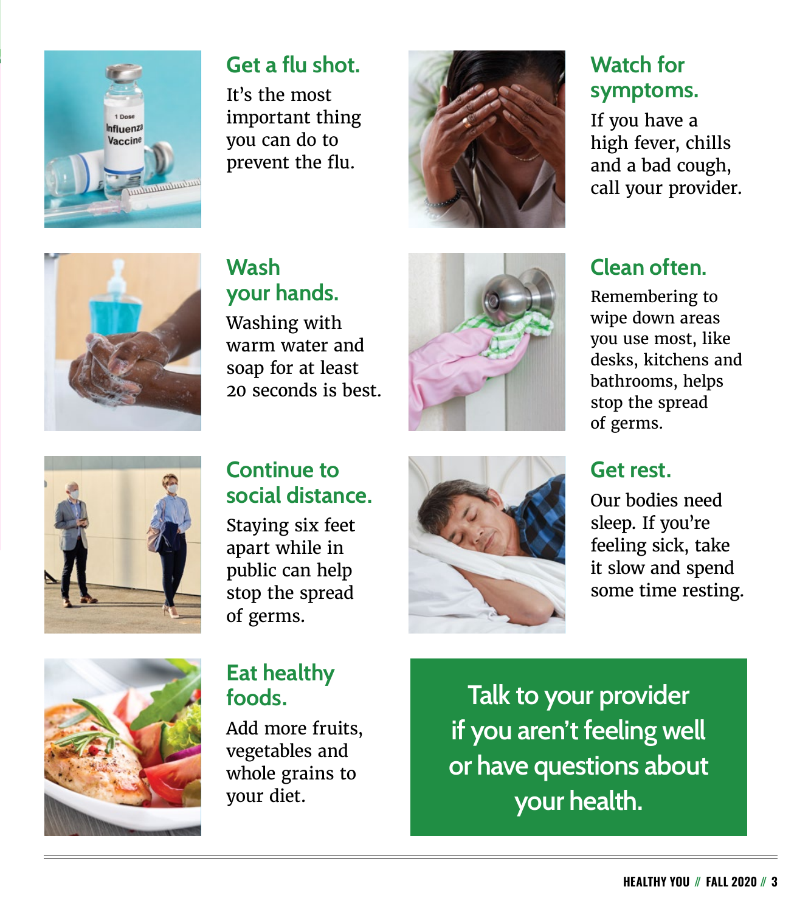## Get a flu shot.

It's the most important thing you can do to prevent the flu.

## Watch for symptoms.

If you have a high fever, chills and a bad cough, call your provider.

## Wash your hands.

Washing with warm water and soap for at least 20 seconds is best.

## Clean often.

Remembering to wipe down areas you use most, like desks, kitchens and bathrooms, helps stop the spread of germs.

## Continue to social distance.

Staying six feet apart while in public can help stop the spread of germs.

## Get rest.

Our bodies need sleep. If you're feeling sick, take it slow and spend some time resting.

## Eat healthy foods.

Add more fruits, vegetables and whole grains to your diet.

**Talk to your provider if you aren't feeling well or have questions about your health.**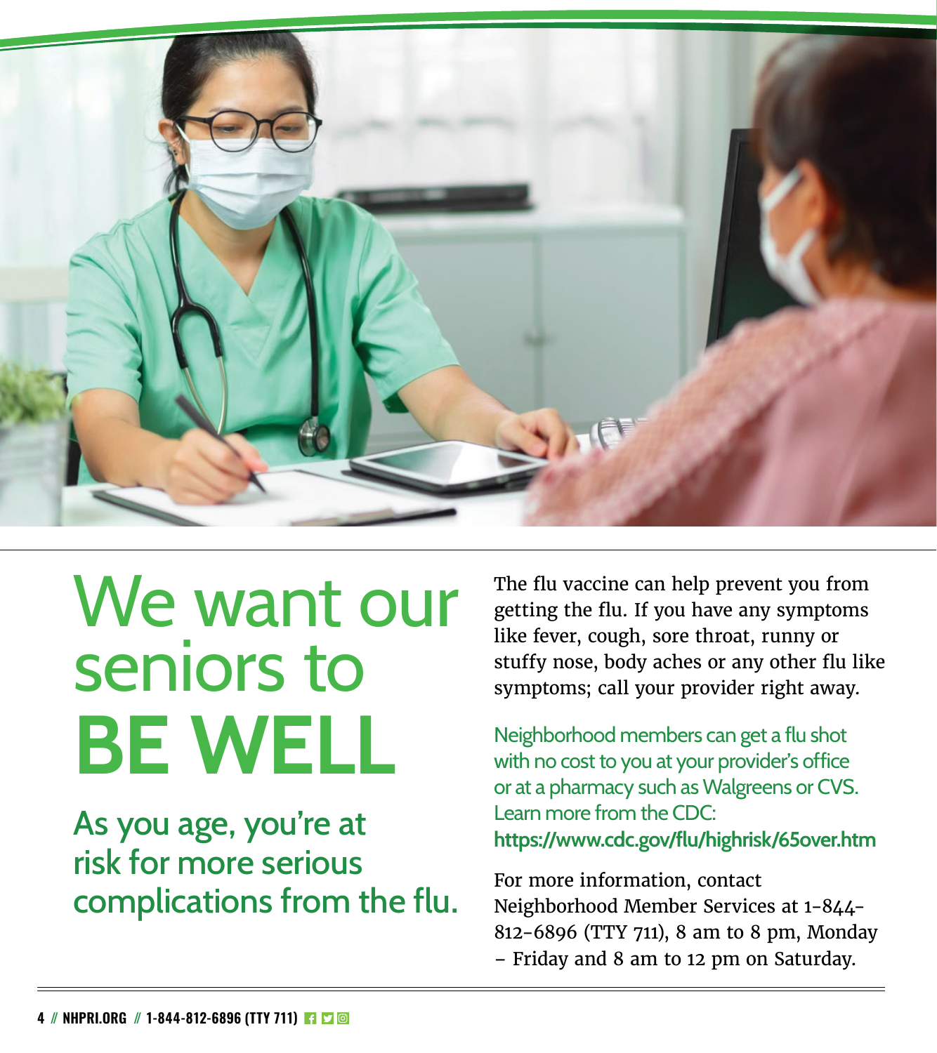# We want our seniors to BE WELL

## As you age, you're at risk for more serious complications from the flu.

The flu vaccine can help prevent you from getting the flu. If you have any symptoms like fever, cough, sore throat, runny or stuffy nose, body aches or any other flu like symptoms; call your provider right away.

Neighborhood members can get a flu shot with no cost to you at your provider's office or at a pharmacy such as Walgreens or CVS. Learn more from the CDC: **https://www.cdc.gov/flu/highrisk/65over.htm**

For more information, contact Neighborhood Member Services at 1-844-812-6896 (TTY 711), 8 am to 8 pm, Monday – Friday and 8 am to 12 pm on Saturday.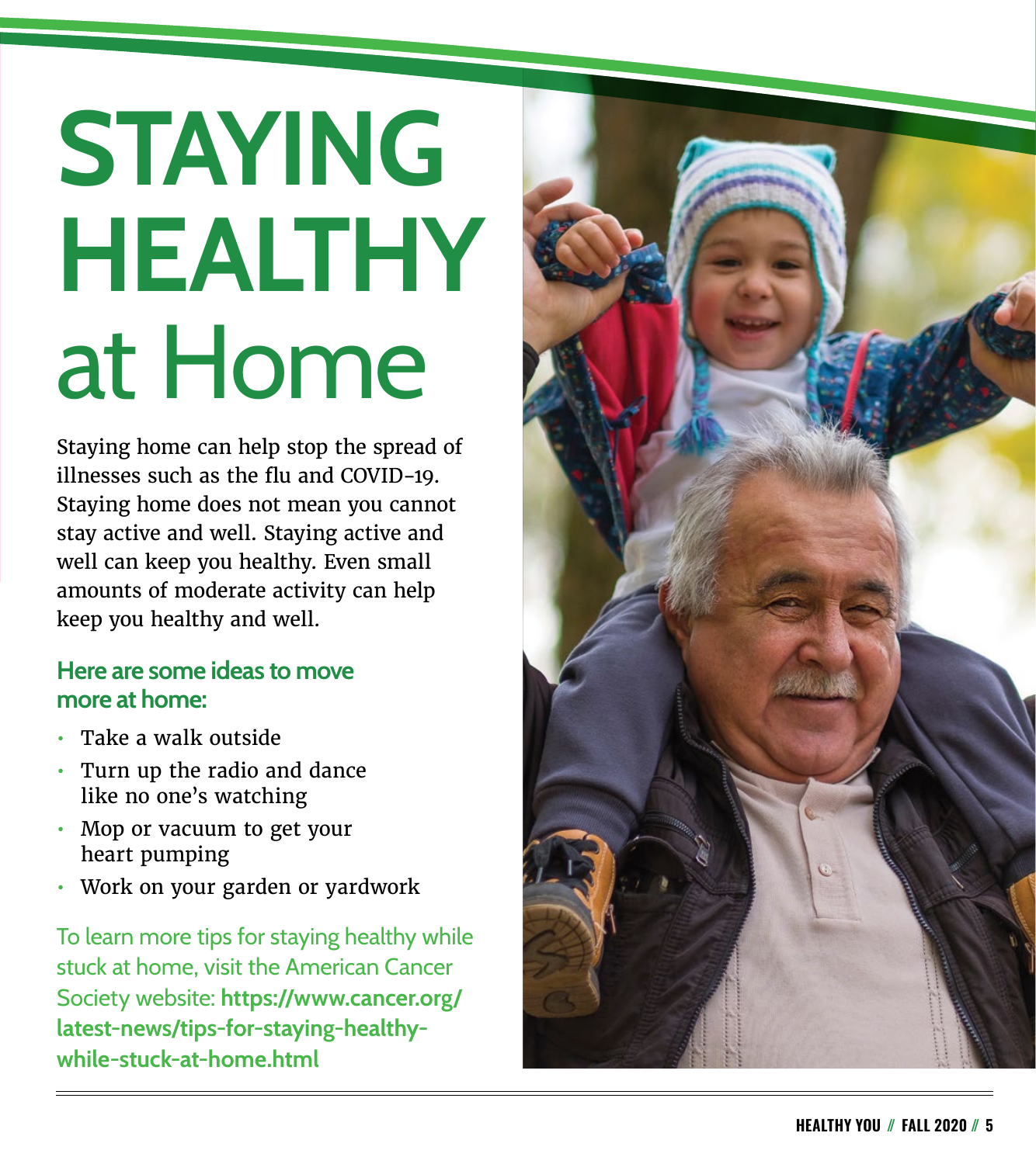# STAYING HEALTHY at Home

Staying home can help stop the spread of illnesses such as the flu and COVID-19. Staying home does not mean you cannot stay active and well. Staying active and well can keep you healthy. Even small amounts of moderate activity can help keep you healthy and well.

### Here are some ideas to move more at home:

- Take a walk outside
- Turn up the radio and dance like no one's watching
- Mop or vacuum to get your heart pumping
- Work on your garden or yardwork

To learn more tips for staying healthy while stuck at home, visit the American Cancer Society website: **https://www.cancer.org/latest-news/tips-for-staying-healthy-while-stuck-at-home.html**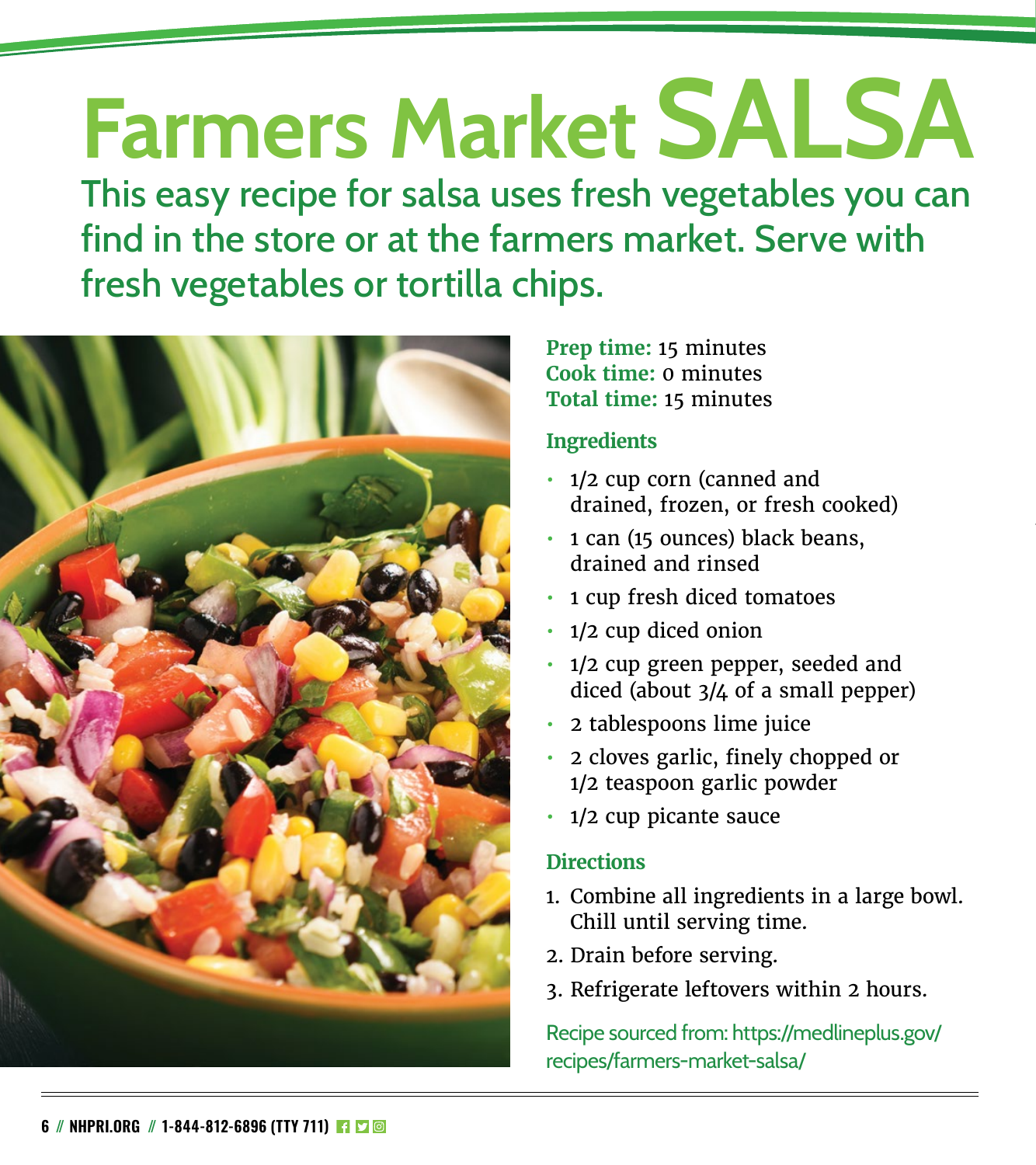# Farmers Market SALSA

## This easy recipe for salsa uses fresh vegetables you can find in the store or at the farmers market. Serve with fresh vegetables or tortilla chips.

**Prep time:** 15 minutes
**Cook time:** 0 minutes
**Total time:** 15 minutes

### Ingredients

- 1/2 cup corn (canned and drained, frozen, or fresh cooked)
- 1 can (15 ounces) black beans, drained and rinsed
- 1 cup fresh diced tomatoes
- 1/2 cup diced onion
- 1/2 cup green pepper, seeded and diced (about 3/4 of a small pepper)
- 2 tablespoons lime juice
- 2 cloves garlic, finely chopped or 1/2 teaspoon garlic powder
- 1/2 cup picante sauce

### Directions

1. Combine all ingredients in a large bowl. Chill until serving time.
2. Drain before serving.
3. Refrigerate leftovers within 2 hours.

Recipe sourced from: https://medlineplus.gov/recipes/farmers-market-salsa/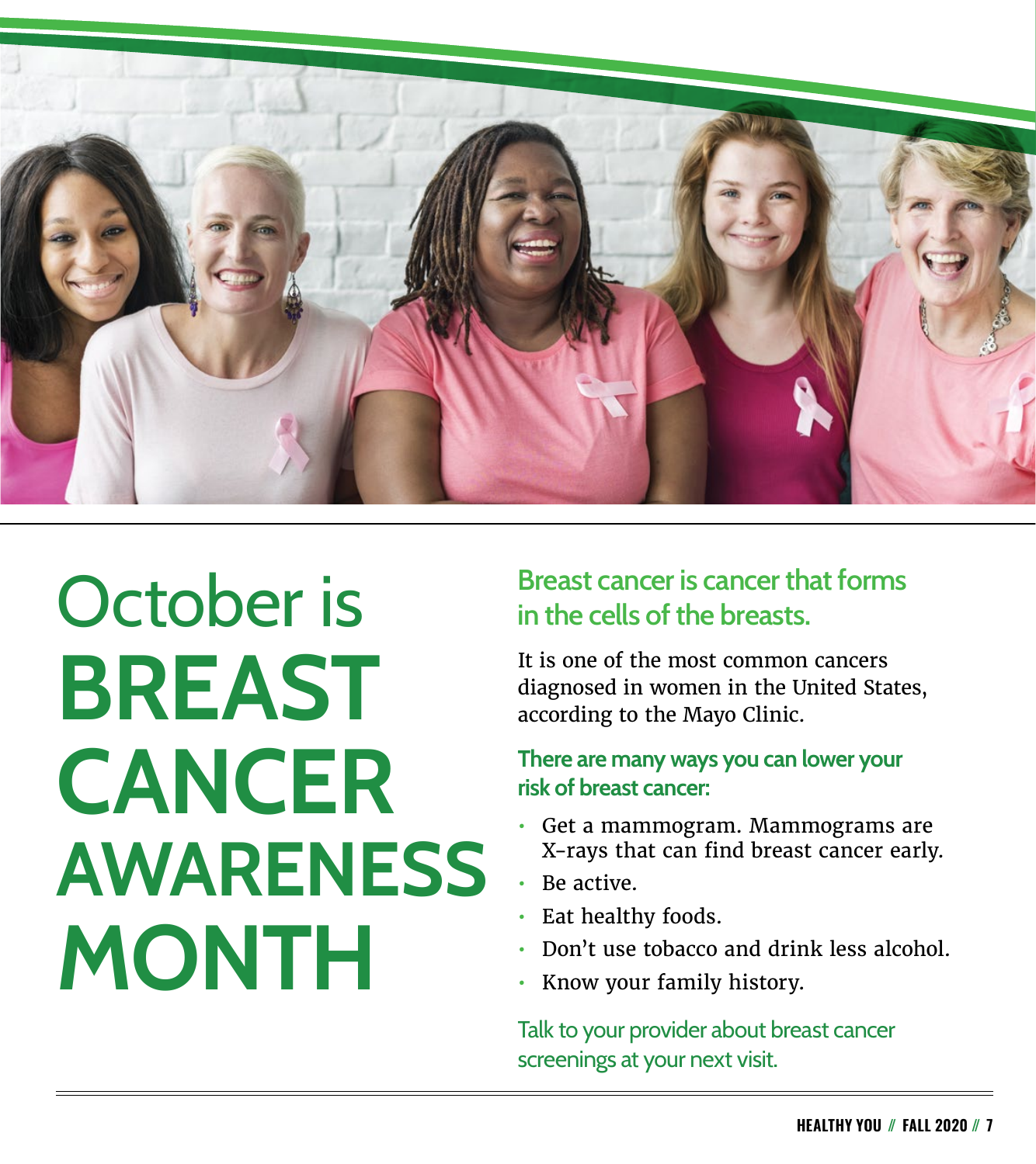# October is BREAST CANCER AWARENESS MONTH

## Breast cancer is cancer that forms in the cells of the breasts.

It is one of the most common cancers diagnosed in women in the United States, according to the Mayo Clinic.

### There are many ways you can lower your risk of breast cancer:

- Get a mammogram. Mammograms are X-rays that can find breast cancer early.
- Be active.
- Eat healthy foods.
- Don't use tobacco and drink less alcohol.
- Know your family history.

Talk to your provider about breast cancer screenings at your next visit.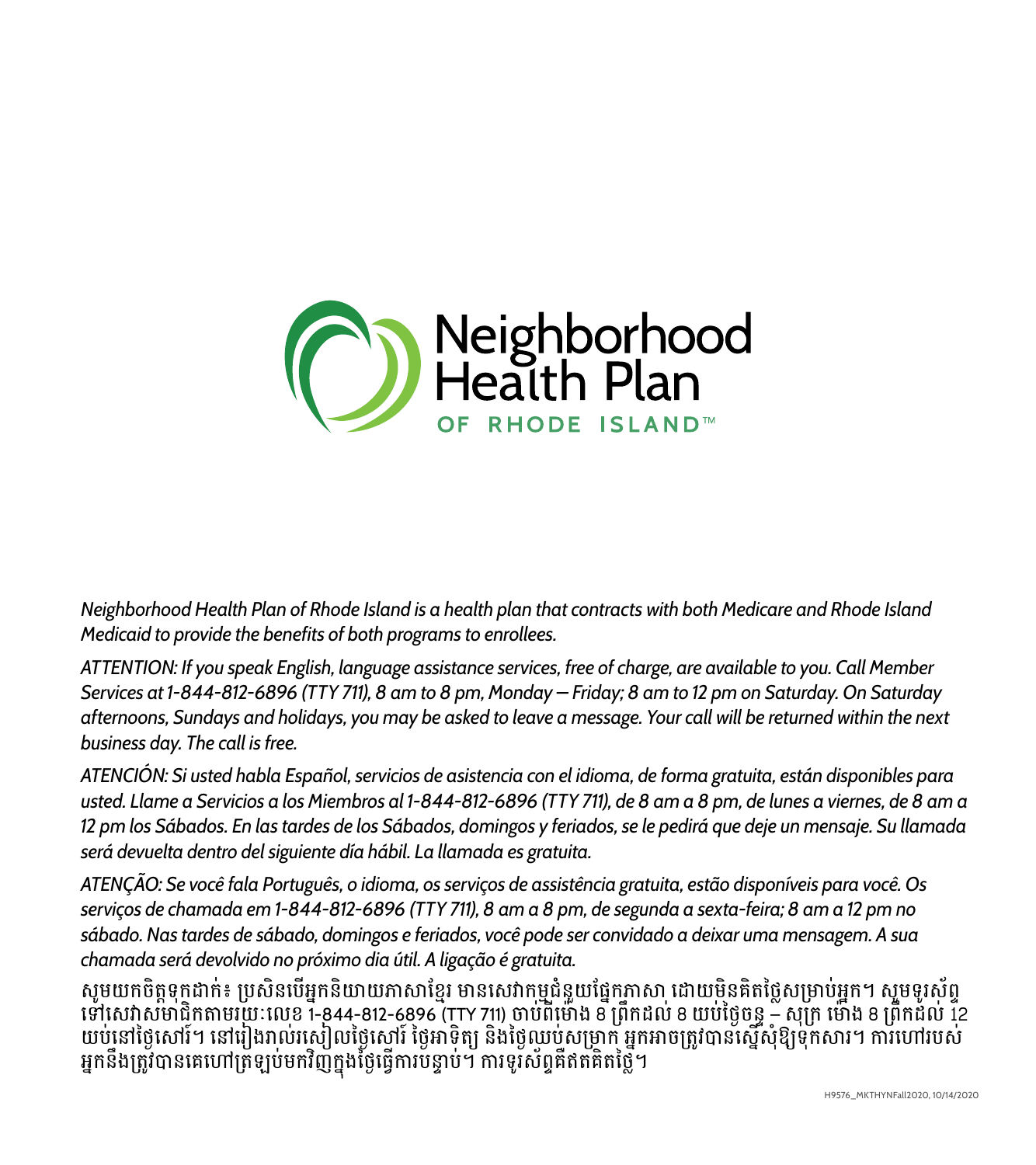Neighborhood Health Plan

OF RHODE ISLAND™

*Neighborhood Health Plan of Rhode Island is a health plan that contracts with both Medicare and Rhode Island Medicaid to provide the benefits of both programs to enrollees.*

*ATTENTION: If you speak English, language assistance services, free of charge, are available to you. Call Member Services at 1-844-812-6896 (TTY 711), 8 am to 8 pm, Monday – Friday; 8 am to 12 pm on Saturday. On Saturday afternoons, Sundays and holidays, you may be asked to leave a message. Your call will be returned within the next business day. The call is free.*

*ATENCIÓN: Si usted habla Español, servicios de asistencia con el idioma, de forma gratuita, están disponibles para usted. Llame a Servicios a los Miembros al 1-844-812-6896 (TTY 711), de 8 am a 8 pm, de lunes a viernes, de 8 am a 12 pm los Sábados. En las tardes de los Sábados, domingos y feriados, se le pedirá que deje un mensaje. Su llamada será devuelta dentro del siguiente día hábil. La llamada es gratuita.*

*ATENÇÃO: Se você fala Português, o idioma, os serviços de assistência gratuita, estão disponíveis para você. Os serviços de chamada em 1-844-812-6896 (TTY 711), 8 am a 8 pm, de segunda a sexta-feira; 8 am a 12 pm no sábado. Nas tardes de sábado, domingos e feriados, você pode ser convidado a deixar uma mensagem. A sua chamada será devolvido no próximo dia útil. A ligação é gratuita.*

សូមយកចិត្តទុកដាក់៖ ប្រសិនបើអ្នកនិយាយភាសាខ្មែរ មានសេវាកម្មជំនួយផ្នែកភាសា ដោយមិនគិតថ្លៃសម្រាប់អ្នក។ សូមទូរស័ព្ទទៅសេវាសមាជិកតាមរយៈលេខ 1-844-812-6896 (TTY 711) ចាប់ពីម៉ោង 8 ព្រឹកដល់ 8 យប់ថ្ងៃចន្ទ – សុក្រ ម៉ោង 8 ព្រឹកដល់ 12 យប់នៅថ្ងៃសៅរ៍។ នៅរៀងរាល់រសៀលថ្ងៃសៅរ៍ ថ្ងៃអាទិត្យ និងថ្ងៃឈប់សម្រាក អ្នកអាចត្រូវបានស្នើសុំឱ្យទុកសារ។ ការហៅរបស់អ្នកនឹងត្រូវបានគេហៅត្រឡប់មកវិញក្នុងថ្ងៃធ្វើការបន្ទាប់។ ការទូរស័ព្ទគឺឥតគិតថ្លៃ។

H9576_MKTHYNFall2020, 10/14/2020